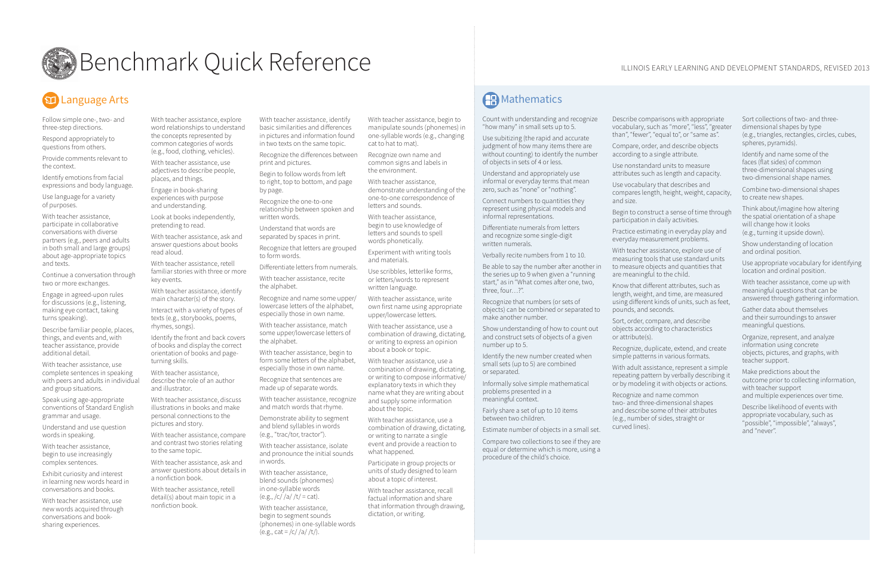# Benchmark Quick Reference

ILLINOIS EARLY LEARNING AND DEVELOPMENT STANDARDS, REVISED 2013

## Language Arts

Follow simple one-, two- and three-step directions.

Respond appropriately to questions from others.

Provide comments relevant to the context.

Identify emotions from facial expressions and body language.

Use language for a variety of purposes.

With teacher assistance, participate in collaborative conversations with diverse partners (e.g., peers and adults in both small and large groups) about age-appropriate topics and texts.

Continue a conversation through two or more exchanges.

Engage in agreed-upon rules for discussions (e.g., listening, making eye contact, taking turns speaking).

Describe familiar people, places, things, and events and, with teacher assistance, provide additional detail.

With teacher assistance, use complete sentences in speaking with peers and adults in individual and group situations.

Speak using age-appropriate conventions of Standard English grammar and usage.

Understand and use question words in speaking.

With teacher assistance, begin to use increasingly complex sentences.

Exhibit curiosity and interest in learning new words heard in conversations and books.

With teacher assistance, use new words acquired through conversations and book-sharing experiences.

With teacher assistance, explore word relationships to understand the concepts represented by common categories of words (e.g., food, clothing, vehicles).

With teacher assistance, use adjectives to describe people, places, and things.

Engage in book-sharing experiences with purpose and understanding.

Look at books independently, pretending to read.

With teacher assistance, ask and answer questions about books read aloud.

With teacher assistance, retell familiar stories with three or more key events.

With teacher assistance, identify main character(s) of the story.

Interact with a variety of types of texts (e.g., storybooks, poems, rhymes, songs).

Identify the front and back covers of books and display the correct orientation of books and page-turning skills.

With teacher assistance, describe the role of an author and illustrator.

With teacher assistance, discuss illustrations in books and make personal connections to the pictures and story.

With teacher assistance, compare and contrast two stories relating to the same topic.

With teacher assistance, ask and answer questions about details in a nonfiction book.

With teacher assistance, retell detail(s) about main topic in a nonfiction book.

With teacher assistance, identify basic similarities and differences in pictures and information found in two texts on the same topic.

Recognize the differences between print and pictures.

Begin to follow words from left to right, top to bottom, and page by page.

Recognize the one-to-one relationship between spoken and written words.

Understand that words are separated by spaces in print.

Recognize that letters are grouped to form words.

Differentiate letters from numerals.

With teacher assistance, recite the alphabet.

Recognize and name some upper/lowercase letters of the alphabet, especially those in own name.

With teacher assistance, match some upper/lowercase letters of the alphabet.

With teacher assistance, begin to form some letters of the alphabet, especially those in own name.

Recognize that sentences are made up of separate words.

With teacher assistance, recognize and match words that rhyme.

Demonstrate ability to segment and blend syllables in words (e.g., "trac/tor, tractor").

With teacher assistance, isolate and pronounce the initial sounds in words.

With teacher assistance, blend sounds (phonemes) in one-syllable words (e.g., /c/ /a/ /t/ = cat).

With teacher assistance, begin to segment sounds (phonemes) in one-syllable words (e.g., cat = /c/ /a/ /t/).

With teacher assistance, begin to manipulate sounds (phonemes) in one-syllable words (e.g., changing cat to hat to mat).

Recognize own name and common signs and labels in the environment.

With teacher assistance, demonstrate understanding of the one-to-one correspondence of letters and sounds.

With teacher assistance, begin to use knowledge of letters and sounds to spell words phonetically.

Experiment with writing tools and materials.

Use scribbles, letterlike forms, or letters/words to represent written language.

With teacher assistance, write own first name using appropriate upper/lowercase letters.

With teacher assistance, use a combination of drawing, dictating, or writing to express an opinion about a book or topic.

With teacher assistance, use a combination of drawing, dictating, or writing to compose informative/explanatory texts in which they name what they are writing about and supply some information about the topic.

With teacher assistance, use a combination of drawing, dictating, or writing to narrate a single event and provide a reaction to what happened.

Participate in group projects or units of study designed to learn about a topic of interest.

With teacher assistance, recall factual information and share that information through drawing, dictation, or writing.

## Mathematics

Count with understanding and recognize "how many" in small sets up to 5.

Use subitizing (the rapid and accurate judgment of how many items there are without counting) to identify the number of objects in sets of 4 or less.

Understand and appropriately use informal or everyday terms that mean zero, such as "none" or "nothing".

Connect numbers to quantities they represent using physical models and informal representations.

Differentiate numerals from letters and recognize some single-digit written numerals.

Verbally recite numbers from 1 to 10.

Be able to say the number after another in the series up to 9 when given a "running start," as in "What comes after one, two, three, four…?".

Recognize that numbers (or sets of objects) can be combined or separated to make another number.

Show understanding of how to count out and construct sets of objects of a given number up to 5.

Identify the new number created when small sets (up to 5) are combined or separated.

Informally solve simple mathematical problems presented in a meaningful context.

Fairly share a set of up to 10 items between two children.

Estimate number of objects in a small set.

Compare two collections to see if they are equal or determine which is more, using a procedure of the child's choice.

Describe comparisons with appropriate vocabulary, such as "more", "less", "greater than", "fewer", "equal to", or "same as".

Compare, order, and describe objects according to a single attribute.

Use nonstandard units to measure attributes such as length and capacity.

Use vocabulary that describes and compares length, height, weight, capacity, and size.

Begin to construct a sense of time through participation in daily activities.

Practice estimating in everyday play and everyday measurement problems.

With teacher assistance, explore use of measuring tools that use standard units to measure objects and quantities that are meaningful to the child.

Know that different attributes, such as length, weight, and time, are measured using different kinds of units, such as feet, pounds, and seconds.

Sort, order, compare, and describe objects according to characteristics or attribute(s).

Recognize, duplicate, extend, and create simple patterns in various formats.

With adult assistance, represent a simple repeating pattern by verbally describing it or by modeling it with objects or actions.

Recognize and name common two- and three-dimensional shapes and describe some of their attributes (e.g., number of sides, straight or curved lines).

Sort collections of two- and three-dimensional shapes by type (e.g., triangles, rectangles, circles, cubes, spheres, pyramids).

Identify and name some of the faces (flat sides) of common three-dimensional shapes using two-dimensional shape names.

Combine two-dimensional shapes to create new shapes.

Think about/imagine how altering the spatial orientation of a shape will change how it looks (e.g., turning it upside down).

Show understanding of location and ordinal position.

Use appropriate vocabulary for identifying location and ordinal position.

With teacher assistance, come up with meaningful questions that can be answered through gathering information.

Gather data about themselves and their surroundings to answer meaningful questions.

Organize, represent, and analyze information using concrete objects, pictures, and graphs, with teacher support.

Make predictions about the outcome prior to collecting information, with teacher support and multiple experiences over time.

Describe likelihood of events with appropriate vocabulary, such as "possible", "impossible", "always", and "never".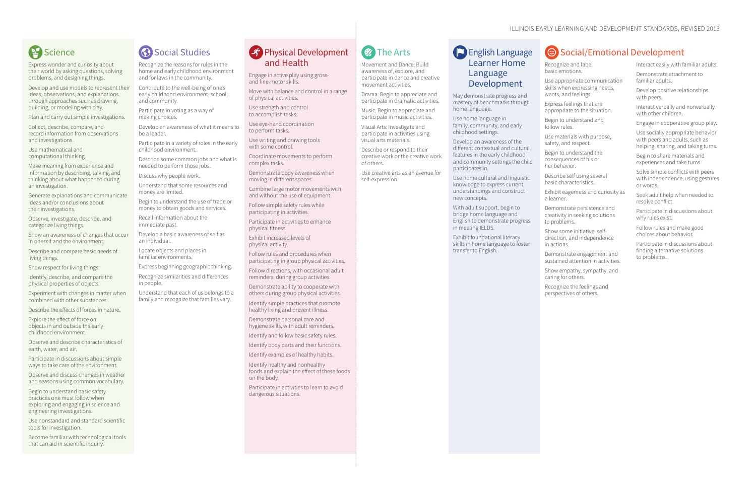## Science

Express wonder and curiosity about their world by asking questions, solving problems, and designing things.

Develop and use models to represent their ideas, observations, and explanations through approaches such as drawing, building, or modeling with clay.

Plan and carry out simple investigations.

Collect, describe, compare, and record information from observations and investigations.

Use mathematical and computational thinking.

Make meaning from experience and information by describing, talking, and thinking about what happened during an investigation.

Generate explanations and communicate ideas and/or conclusions about their investigations.

Observe, investigate, describe, and categorize living things.

Show an awareness of changes that occur in oneself and the environment.

Describe and compare basic needs of living things.

Show respect for living things.

Identify, describe, and compare the physical properties of objects.

Experiment with changes in matter when combined with other substances.

Describe the effects of forces in nature.

Explore the effect of force on objects in and outside the early childhood environment.

Observe and describe characteristics of earth, water, and air.

Participate in discussions about simple ways to take care of the environment.

Observe and discuss changes in weather and seasons using common vocabulary.

Begin to understand basic safety practices one must follow when exploring and engaging in science and engineering investigations.

Use nonstandard and standard scientific tools for investigation.

Become familiar with technological tools that can aid in scientific inquiry.

## Social Studies

Recognize the reasons for rules in the home and early childhood environment and for laws in the community.

Contribute to the well-being of one's early childhood environment, school, and community.

Participate in voting as a way of making choices.

Develop an awareness of what it means to be a leader.

Participate in a variety of roles in the early childhood environment.

Describe some common jobs and what is needed to perform those jobs.

Discuss why people work.

Understand that some resources and money are limited.

Begin to understand the use of trade or money to obtain goods and services.

Recall information about the immediate past.

Develop a basic awareness of self as an individual.

Locate objects and places in familiar environments.

Express beginning geographic thinking.

Recognize similarities and differences in people.

Understand that each of us belongs to a family and recognize that families vary.

## Physical Development and Health

Engage in active play using gross- and fine-motor skills.

Move with balance and control in a range of physical activities.

Use strength and control to accomplish tasks.

Use eye-hand coordination to perform tasks.

Use writing and drawing tools with some control.

Coordinate movements to perform complex tasks.

Demonstrate body awareness when moving in different spaces.

Combine large motor movements with and without the use of equipment.

Follow simple safety rules while participating in activities.

Participate in activities to enhance physical fitness.

Exhibit increased levels of physical activity.

Follow rules and procedures when participating in group physical activities.

Follow directions, with occasional adult reminders, during group activities.

Demonstrate ability to cooperate with others during group physical activities.

Identify simple practices that promote healthy living and prevent illness.

Demonstrate personal care and hygiene skills, with adult reminders.

Identify and follow basic safety rules.

Identify body parts and their functions.

Identify examples of healthy habits.

Identify healthy and nonhealthy foods and explain the effect of these foods on the body.

Participate in activities to learn to avoid dangerous situations.

## The Arts

Movement and Dance: Build awareness of, explore, and participate in dance and creative movement activities.

Drama: Begin to appreciate and participate in dramatic activities.

Music: Begin to appreciate and participate in music activities.

Visual Arts: Investigate and participate in activities using visual arts materials.

Describe or respond to their creative work or the creative work of others.

Use creative arts as an avenue for self-expression.

## English Language Learner Home Language Development

May demonstrate progress and mastery of benchmarks through home language.

Use home language in family, community, and early childhood settings.

Develop an awareness of the different contextual and cultural features in the early childhood and community settings the child participates in.

Use home cultural and linguistic knowledge to express current understandings and construct new concepts.

With adult support, begin to bridge home language and English to demonstrate progress in meeting IELDS.

Exhibit foundational literacy skills in home language to foster transfer to English.

## Social/Emotional Development

Recognize and label basic emotions.

Use appropriate communication skills when expressing needs, wants, and feelings.

Express feelings that are appropriate to the situation.

Begin to understand and follow rules.

Use materials with purpose, safety, and respect.

Begin to understand the consequences of his or her behavior.

Describe self using several basic characteristics.

Exhibit eagerness and curiosity as a learner.

Demonstrate persistence and creativity in seeking solutions to problems.

Show some initiative, self-direction, and independence in actions.

Demonstrate engagement and sustained attention in activities.

Show empathy, sympathy, and caring for others.

Recognize the feelings and perspectives of others.

Interact easily with familiar adults.

Demonstrate attachment to familiar adults.

Develop positive relationships with peers.

Interact verbally and nonverbally with other children.

Engage in cooperative group play.

Use socially appropriate behavior with peers and adults, such as helping, sharing, and taking turns.

Begin to share materials and experiences and take turns.

Solve simple conflicts with peers with independence, using gestures or words.

Seek adult help when needed to resolve conflict.

Participate in discussions about why rules exist.

Follow rules and make good choices about behavior.

Participate in discussions about finding alternative solutions to problems.